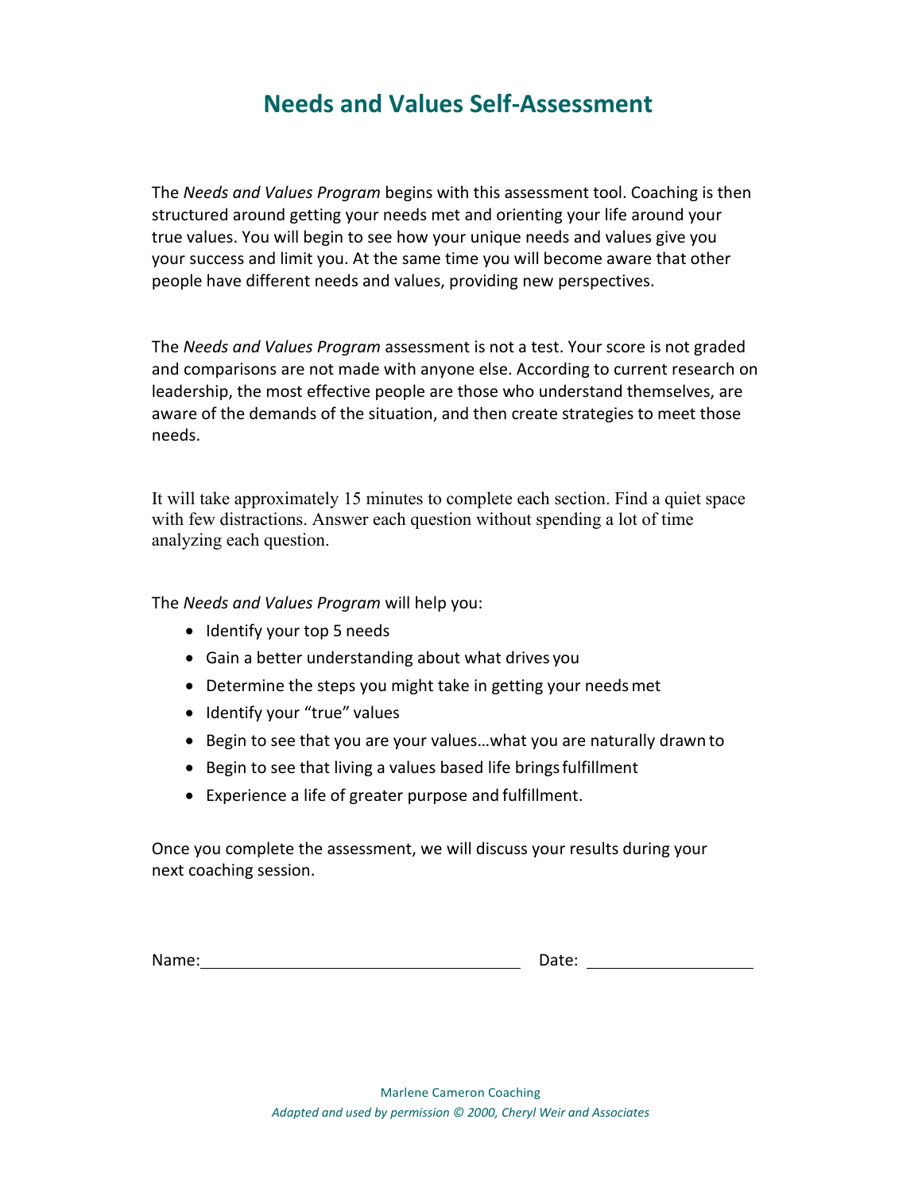# Needs and Values Self-Assessment

The *Needs and Values Program* begins with this assessment tool. Coaching is then structured around getting your needs met and orienting your life around your true values. You will begin to see how your unique needs and values give you your success and limit you. At the same time you will become aware that other people have different needs and values, providing new perspectives.

The *Needs and Values Program* assessment is not a test. Your score is not graded and comparisons are not made with anyone else. According to current research on leadership, the most effective people are those who understand themselves, are aware of the demands of the situation, and then create strategies to meet those needs.

It will take approximately 15 minutes to complete each section. Find a quiet space with few distractions. Answer each question without spending a lot of time analyzing each question.

The *Needs and Values Program* will help you:

- Identify your top 5 needs
- Gain a better understanding about what drives you
- Determine the steps you might take in getting your needs met
- Identify your "true" values
- Begin to see that you are your values…what you are naturally drawn to
- Begin to see that living a values based life brings fulfillment
- Experience a life of greater purpose and fulfillment.

Once you complete the assessment, we will discuss your results during your next coaching session.

Name: ____________________________________ Date: ____________________

Marlene Cameron Coaching

*Adapted and used by permission © 2000, Cheryl Weir and Associates*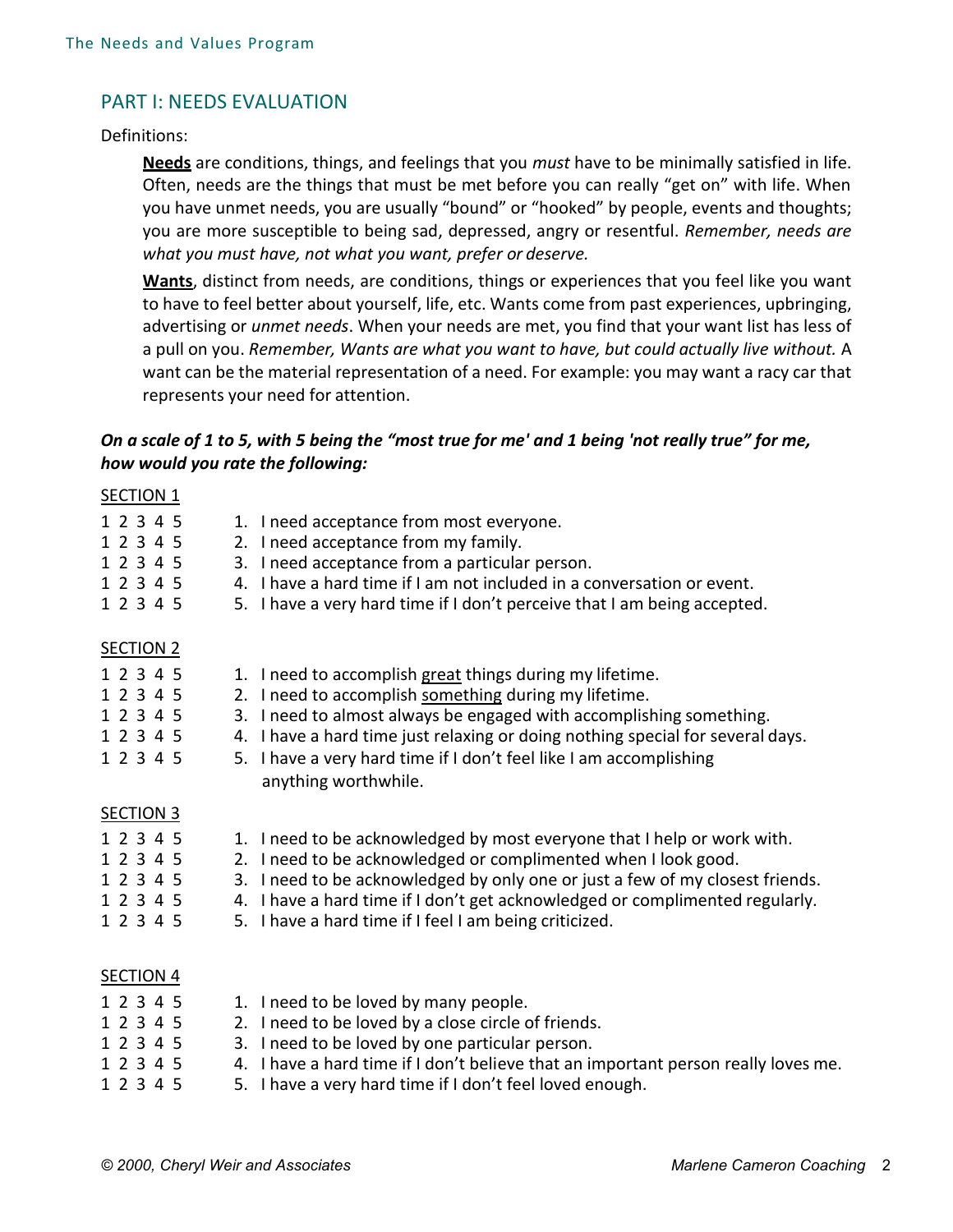## PART I: NEEDS EVALUATION

Definitions:

**<u>Needs</u>** are conditions, things, and feelings that you *must* have to be minimally satisfied in life. Often, needs are the things that must be met before you can really "get on" with life. When you have unmet needs, you are usually "bound" or "hooked" by people, events and thoughts; you are more susceptible to being sad, depressed, angry or resentful. *Remember, needs are what you must have, not what you want, prefer or deserve.*

**<u>Wants</u>**, distinct from needs, are conditions, things or experiences that you feel like you want to have to feel better about yourself, life, etc. Wants come from past experiences, upbringing, advertising or *unmet needs*. When your needs are met, you find that your want list has less of a pull on you. *Remember, Wants are what you want to have, but could actually live without.* A want can be the material representation of a need. For example: you may want a racy car that represents your need for attention.

***On a scale of 1 to 5, with 5 being the "most true for me' and 1 being 'not really true" for me, how would you rate the following:***

<u>SECTION 1</u>

1 2 3 4 5 — 1. I need acceptance from most everyone.
1 2 3 4 5 — 2. I need acceptance from my family.
1 2 3 4 5 — 3. I need acceptance from a particular person.
1 2 3 4 5 — 4. I have a hard time if I am not included in a conversation or event.
1 2 3 4 5 — 5. I have a very hard time if I don't perceive that I am being accepted.

<u>SECTION 2</u>

1 2 3 4 5 — 1. I need to accomplish <u>great</u> things during my lifetime.
1 2 3 4 5 — 2. I need to accomplish <u>something</u> during my lifetime.
1 2 3 4 5 — 3. I need to almost always be engaged with accomplishing something.
1 2 3 4 5 — 4. I have a hard time just relaxing or doing nothing special for several days.
1 2 3 4 5 — 5. I have a very hard time if I don't feel like I am accomplishing anything worthwhile.

<u>SECTION 3</u>

1 2 3 4 5 — 1. I need to be acknowledged by most everyone that I help or work with.
1 2 3 4 5 — 2. I need to be acknowledged or complimented when I look good.
1 2 3 4 5 — 3. I need to be acknowledged by only one or just a few of my closest friends.
1 2 3 4 5 — 4. I have a hard time if I don't get acknowledged or complimented regularly.
1 2 3 4 5 — 5. I have a hard time if I feel I am being criticized.

<u>SECTION 4</u>

1 2 3 4 5 — 1. I need to be loved by many people.
1 2 3 4 5 — 2. I need to be loved by a close circle of friends.
1 2 3 4 5 — 3. I need to be loved by one particular person.
1 2 3 4 5 — 4. I have a hard time if I don't believe that an important person really loves me.
1 2 3 4 5 — 5. I have a very hard time if I don't feel loved enough.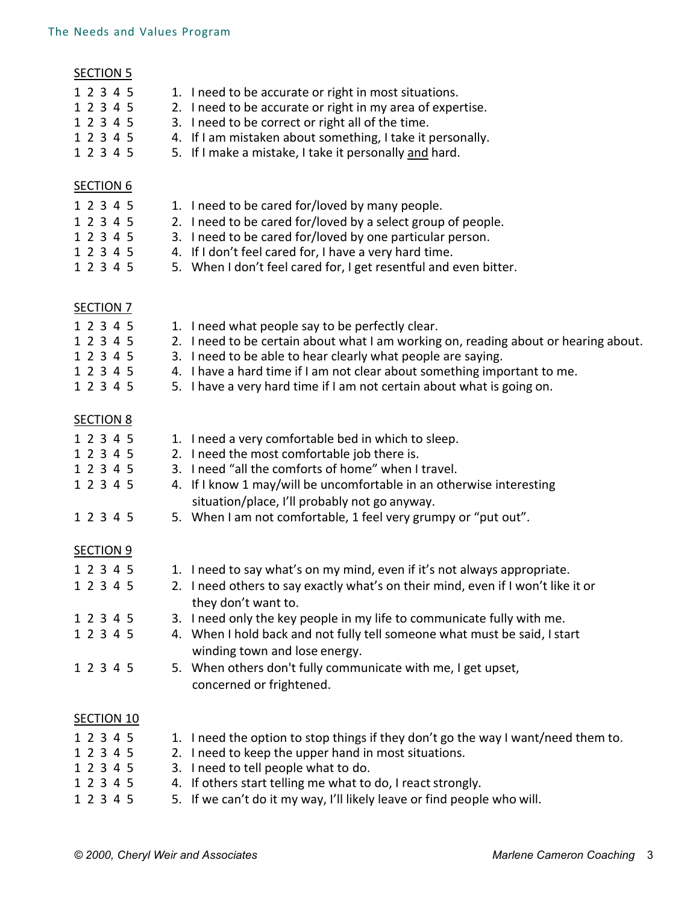SECTION 5

| | |
|---|---|
| 1 2 3 4 5 | 1. I need to be accurate or right in most situations. |
| 1 2 3 4 5 | 2. I need to be accurate or right in my area of expertise. |
| 1 2 3 4 5 | 3. I need to be correct or right all of the time. |
| 1 2 3 4 5 | 4. If I am mistaken about something, I take it personally. |
| 1 2 3 4 5 | 5. If I make a mistake, I take it personally <u>and</u> hard. |

SECTION 6

| | |
|---|---|
| 1 2 3 4 5 | 1. I need to be cared for/loved by many people. |
| 1 2 3 4 5 | 2. I need to be cared for/loved by a select group of people. |
| 1 2 3 4 5 | 3. I need to be cared for/loved by one particular person. |
| 1 2 3 4 5 | 4. If I don't feel cared for, I have a very hard time. |
| 1 2 3 4 5 | 5. When I don't feel cared for, I get resentful and even bitter. |

SECTION 7

| | |
|---|---|
| 1 2 3 4 5 | 1. I need what people say to be perfectly clear. |
| 1 2 3 4 5 | 2. I need to be certain about what I am working on, reading about or hearing about. |
| 1 2 3 4 5 | 3. I need to be able to hear clearly what people are saying. |
| 1 2 3 4 5 | 4. I have a hard time if I am not clear about something important to me. |
| 1 2 3 4 5 | 5. I have a very hard time if I am not certain about what is going on. |

SECTION 8

| | |
|---|---|
| 1 2 3 4 5 | 1. I need a very comfortable bed in which to sleep. |
| 1 2 3 4 5 | 2. I need the most comfortable job there is. |
| 1 2 3 4 5 | 3. I need "all the comforts of home" when I travel. |
| 1 2 3 4 5 | 4. If I know 1 may/will be uncomfortable in an otherwise interesting situation/place, I'll probably not go anyway. |
| 1 2 3 4 5 | 5. When I am not comfortable, 1 feel very grumpy or "put out". |

SECTION 9

| | |
|---|---|
| 1 2 3 4 5 | 1. I need to say what's on my mind, even if it's not always appropriate. |
| 1 2 3 4 5 | 2. I need others to say exactly what's on their mind, even if I won't like it or they don't want to. |
| 1 2 3 4 5 | 3. I need only the key people in my life to communicate fully with me. |
| 1 2 3 4 5 | 4. When I hold back and not fully tell someone what must be said, I start winding town and lose energy. |
| 1 2 3 4 5 | 5. When others don't fully communicate with me, I get upset, concerned or frightened. |

SECTION 10

| | |
|---|---|
| 1 2 3 4 5 | 1. I need the option to stop things if they don't go the way I want/need them to. |
| 1 2 3 4 5 | 2. I need to keep the upper hand in most situations. |
| 1 2 3 4 5 | 3. I need to tell people what to do. |
| 1 2 3 4 5 | 4. If others start telling me what to do, I react strongly. |
| 1 2 3 4 5 | 5. If we can't do it my way, I'll likely leave or find people who will. |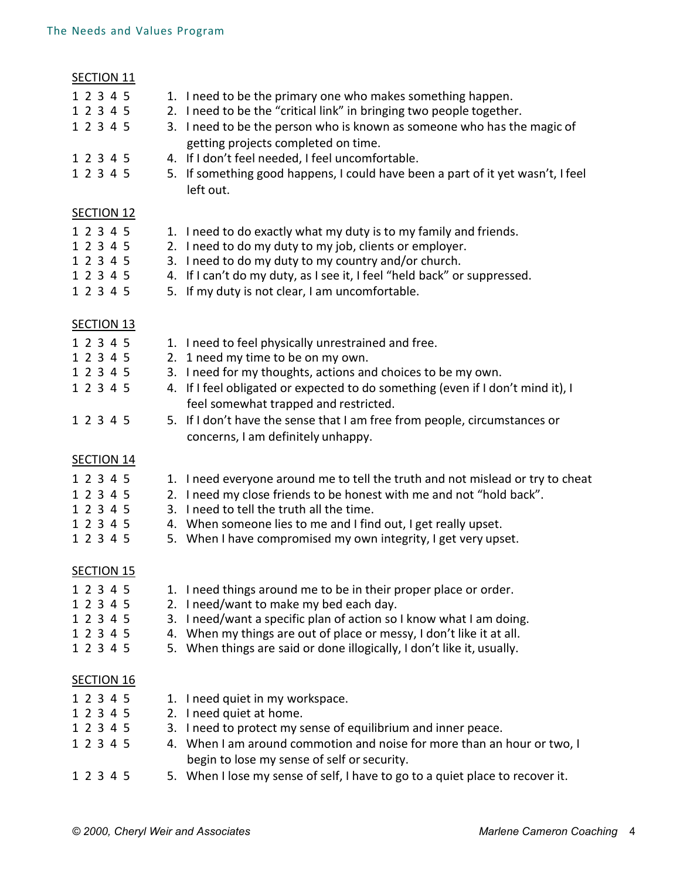## SECTION 11

1 2 3 4 5 1. I need to be the primary one who makes something happen.
1 2 3 4 5 2. I need to be the "critical link" in bringing two people together.
1 2 3 4 5 3. I need to be the person who is known as someone who has the magic of getting projects completed on time.
1 2 3 4 5 4. If I don't feel needed, I feel uncomfortable.
1 2 3 4 5 5. If something good happens, I could have been a part of it yet wasn't, I feel left out.

## SECTION 12

1 2 3 4 5 1. I need to do exactly what my duty is to my family and friends.
1 2 3 4 5 2. I need to do my duty to my job, clients or employer.
1 2 3 4 5 3. I need to do my duty to my country and/or church.
1 2 3 4 5 4. If I can't do my duty, as I see it, I feel "held back" or suppressed.
1 2 3 4 5 5. If my duty is not clear, I am uncomfortable.

## SECTION 13

1 2 3 4 5 1. I need to feel physically unrestrained and free.
1 2 3 4 5 2. 1 need my time to be on my own.
1 2 3 4 5 3. I need for my thoughts, actions and choices to be my own.
1 2 3 4 5 4. If I feel obligated or expected to do something (even if I don't mind it), I feel somewhat trapped and restricted.
1 2 3 4 5 5. If I don't have the sense that I am free from people, circumstances or concerns, I am definitely unhappy.

## SECTION 14

1 2 3 4 5 1. I need everyone around me to tell the truth and not mislead or try to cheat
1 2 3 4 5 2. I need my close friends to be honest with me and not "hold back".
1 2 3 4 5 3. I need to tell the truth all the time.
1 2 3 4 5 4. When someone lies to me and I find out, I get really upset.
1 2 3 4 5 5. When I have compromised my own integrity, I get very upset.

## SECTION 15

1 2 3 4 5 1. I need things around me to be in their proper place or order.
1 2 3 4 5 2. I need/want to make my bed each day.
1 2 3 4 5 3. I need/want a specific plan of action so I know what I am doing.
1 2 3 4 5 4. When my things are out of place or messy, I don't like it at all.
1 2 3 4 5 5. When things are said or done illogically, I don't like it, usually.

## SECTION 16

1 2 3 4 5 1. I need quiet in my workspace.
1 2 3 4 5 2. I need quiet at home.
1 2 3 4 5 3. I need to protect my sense of equilibrium and inner peace.
1 2 3 4 5 4. When I am around commotion and noise for more than an hour or two, I begin to lose my sense of self or security.
1 2 3 4 5 5. When I lose my sense of self, I have to go to a quiet place to recover it.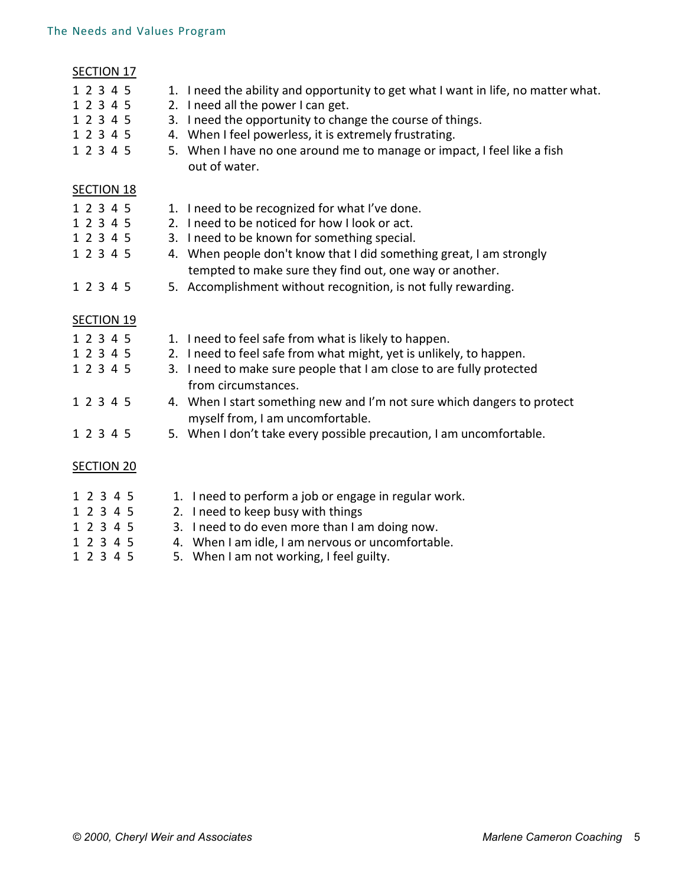SECTION 17

1 2 3 4 5 1. I need the ability and opportunity to get what I want in life, no matter what.
1 2 3 4 5 2. I need all the power I can get.
1 2 3 4 5 3. I need the opportunity to change the course of things.
1 2 3 4 5 4. When I feel powerless, it is extremely frustrating.
1 2 3 4 5 5. When I have no one around me to manage or impact, I feel like a fish out of water.

SECTION 18

1 2 3 4 5 1. I need to be recognized for what I've done.
1 2 3 4 5 2. I need to be noticed for how I look or act.
1 2 3 4 5 3. I need to be known for something special.
1 2 3 4 5 4. When people don't know that I did something great, I am strongly tempted to make sure they find out, one way or another.
1 2 3 4 5 5. Accomplishment without recognition, is not fully rewarding.

SECTION 19

1 2 3 4 5 1. I need to feel safe from what is likely to happen.
1 2 3 4 5 2. I need to feel safe from what might, yet is unlikely, to happen.
1 2 3 4 5 3. I need to make sure people that I am close to are fully protected from circumstances.
1 2 3 4 5 4. When I start something new and I'm not sure which dangers to protect myself from, I am uncomfortable.
1 2 3 4 5 5. When I don't take every possible precaution, I am uncomfortable.

SECTION 20

1 2 3 4 5 1. I need to perform a job or engage in regular work.
1 2 3 4 5 2. I need to keep busy with things
1 2 3 4 5 3. I need to do even more than I am doing now.
1 2 3 4 5 4. When I am idle, I am nervous or uncomfortable.
1 2 3 4 5 5. When I am not working, I feel guilty.

© 2000, Cheryl Weir and Associates — Marlene Cameron Coaching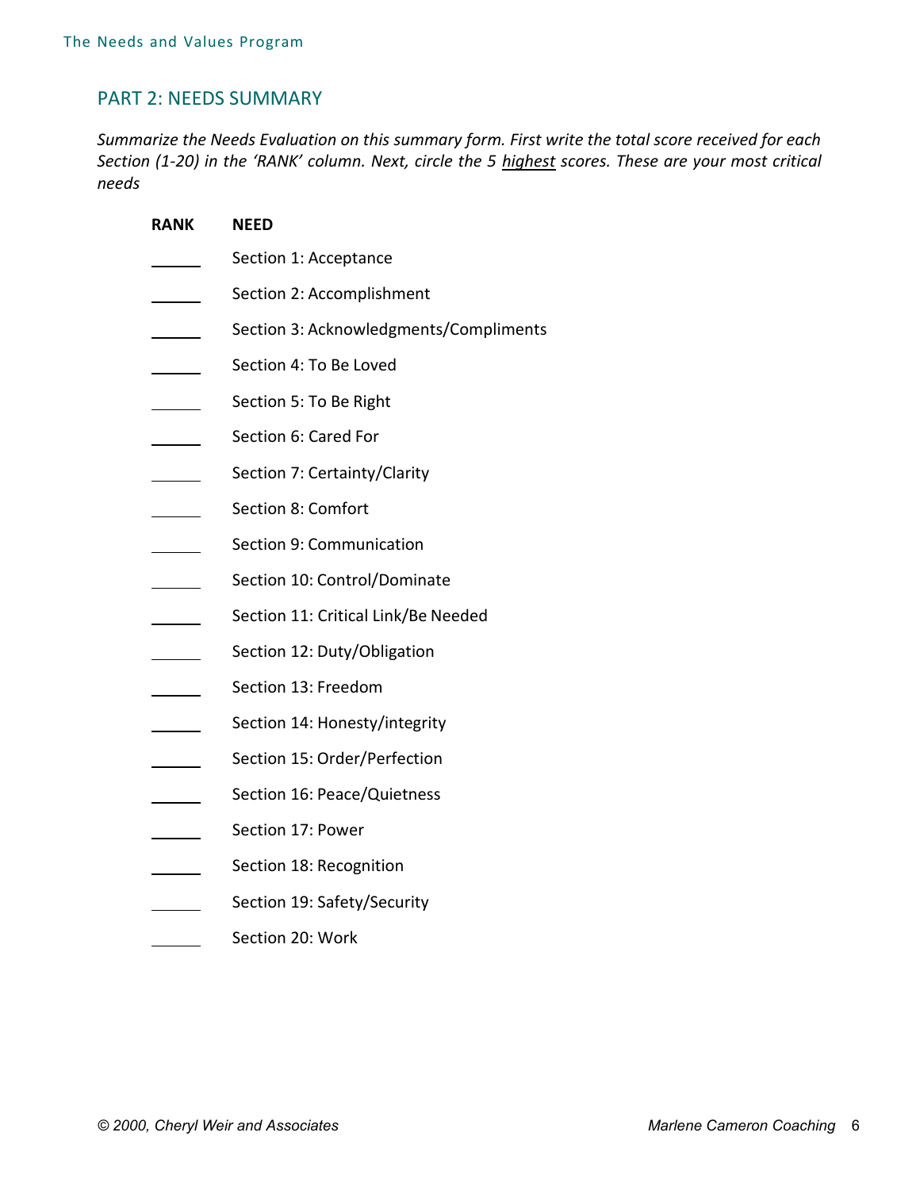## PART 2: NEEDS SUMMARY

*Summarize the Needs Evaluation on this summary form. First write the total score received for each Section (1-20) in the 'RANK' column. Next, circle the 5 highest scores. These are your most critical needs*

| RANK | NEED |
|---|---|
| ______ | Section 1: Acceptance |
| ______ | Section 2: Accomplishment |
| ______ | Section 3: Acknowledgments/Compliments |
| ______ | Section 4: To Be Loved |
| ______ | Section 5: To Be Right |
| ______ | Section 6: Cared For |
| ______ | Section 7: Certainty/Clarity |
| ______ | Section 8: Comfort |
| ______ | Section 9: Communication |
| ______ | Section 10: Control/Dominate |
| ______ | Section 11: Critical Link/Be Needed |
| ______ | Section 12: Duty/Obligation |
| ______ | Section 13: Freedom |
| ______ | Section 14: Honesty/integrity |
| ______ | Section 15: Order/Perfection |
| ______ | Section 16: Peace/Quietness |
| ______ | Section 17: Power |
| ______ | Section 18: Recognition |
| ______ | Section 19: Safety/Security |
| ______ | Section 20: Work |

*© 2000, Cheryl Weir and Associates* *Marlene Cameron Coaching*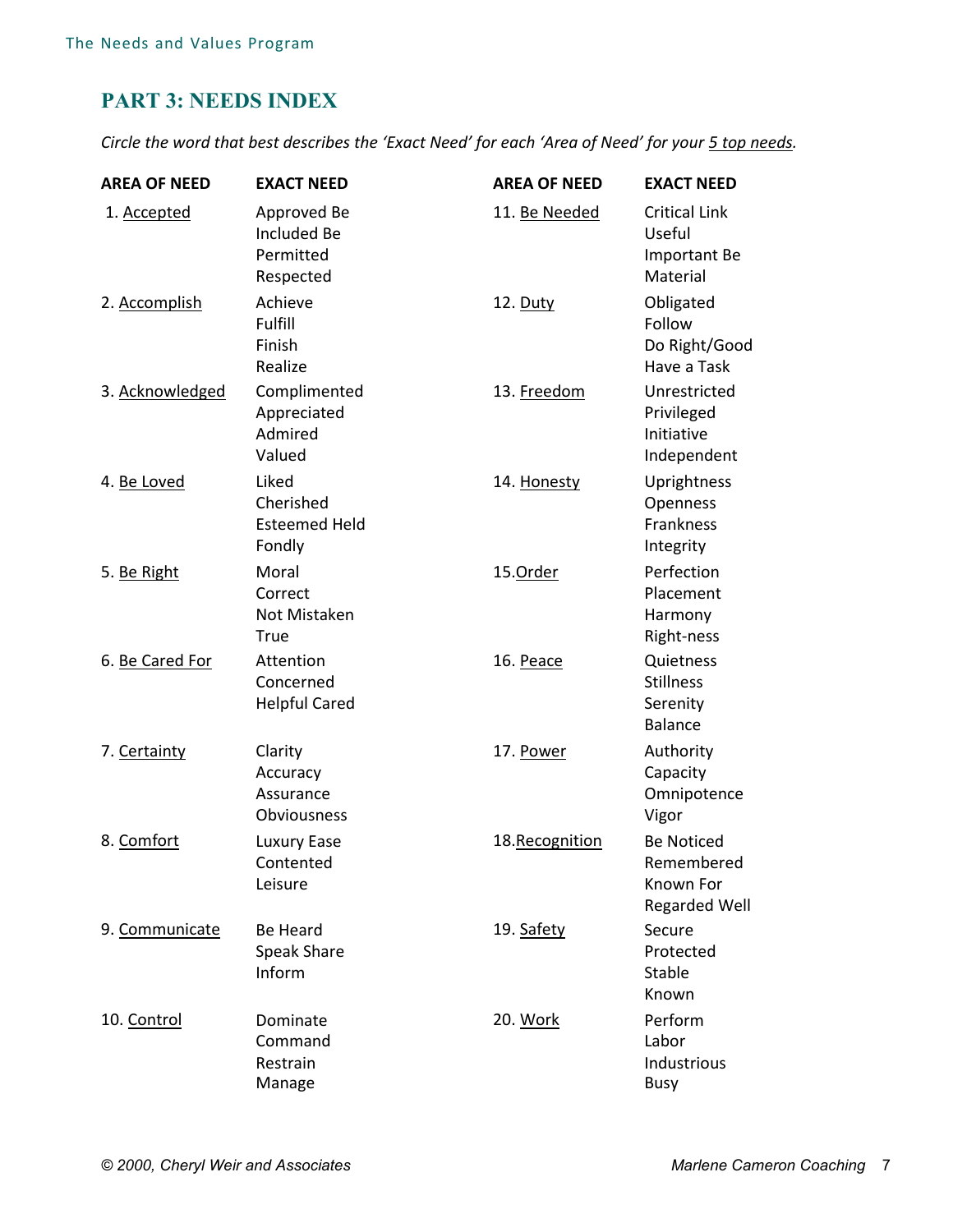## PART 3: NEEDS INDEX

*Circle the word that best describes the 'Exact Need' for each 'Area of Need' for your 5 top needs.*

| AREA OF NEED | EXACT NEED | AREA OF NEED | EXACT NEED |
|---|---|---|---|
| 1. Accepted | Approved Be Included Be Permitted Respected | 11. Be Needed | Critical Link Useful Important Be Material |
| 2. Accomplish | Achieve Fulfill Finish Realize | 12. Duty | Obligated Follow Do Right/Good Have a Task |
| 3. Acknowledged | Complimented Appreciated Admired Valued | 13. Freedom | Unrestricted Privileged Initiative Independent |
| 4. Be Loved | Liked Cherished Esteemed Held Fondly | 14. Honesty | Uprightness Openness Frankness Integrity |
| 5. Be Right | Moral Correct Not Mistaken True | 15. Order | Perfection Placement Harmony Right-ness |
| 6. Be Cared For | Attention Concerned Helpful Cared | 16. Peace | Quietness Stillness Serenity Balance |
| 7. Certainty | Clarity Accuracy Assurance Obviousness | 17. Power | Authority Capacity Omnipotence Vigor |
| 8. Comfort | Luxury Ease Contented Leisure | 18. Recognition | Be Noticed Remembered Known For Regarded Well |
| 9. Communicate | Be Heard Speak Share Inform | 19. Safety | Secure Protected Stable Known |
| 10. Control | Dominate Command Restrain Manage | 20. Work | Perform Labor Industrious Busy |

*© 2000, Cheryl Weir and Associates*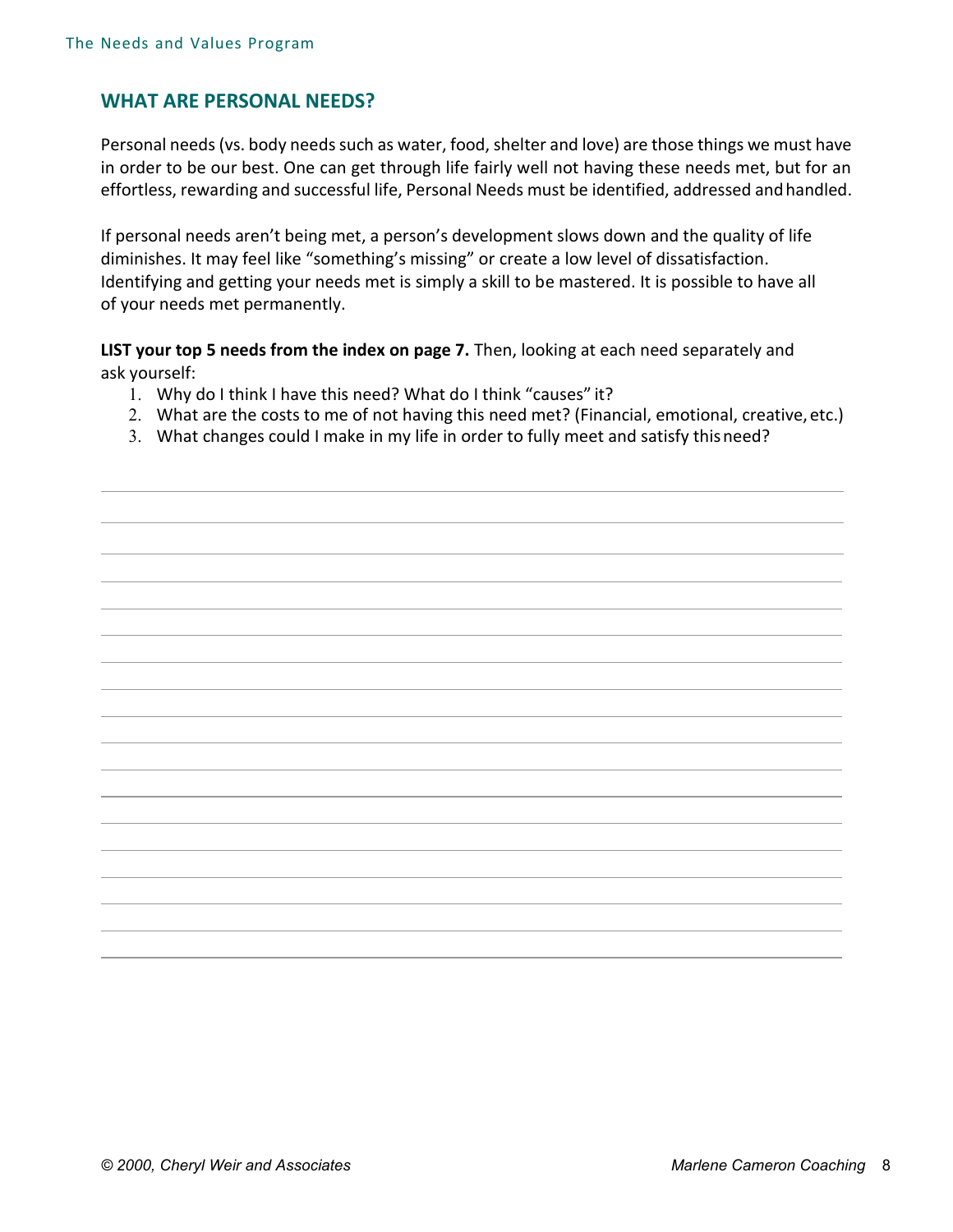## WHAT ARE PERSONAL NEEDS?

Personal needs (vs. body needs such as water, food, shelter and love) are those things we must have in order to be our best. One can get through life fairly well not having these needs met, but for an effortless, rewarding and successful life, Personal Needs must be identified, addressed and handled.

If personal needs aren't being met, a person's development slows down and the quality of life diminishes. It may feel like "something's missing" or create a low level of dissatisfaction. Identifying and getting your needs met is simply a skill to be mastered. It is possible to have all of your needs met permanently.

**LIST your top 5 needs from the index on page 7.** Then, looking at each need separately and ask yourself:

1. Why do I think I have this need? What do I think "causes" it?
2. What are the costs to me of not having this need met? (Financial, emotional, creative, etc.)
3. What changes could I make in my life in order to fully meet and satisfy this need?

*© 2000, Cheryl Weir and Associates*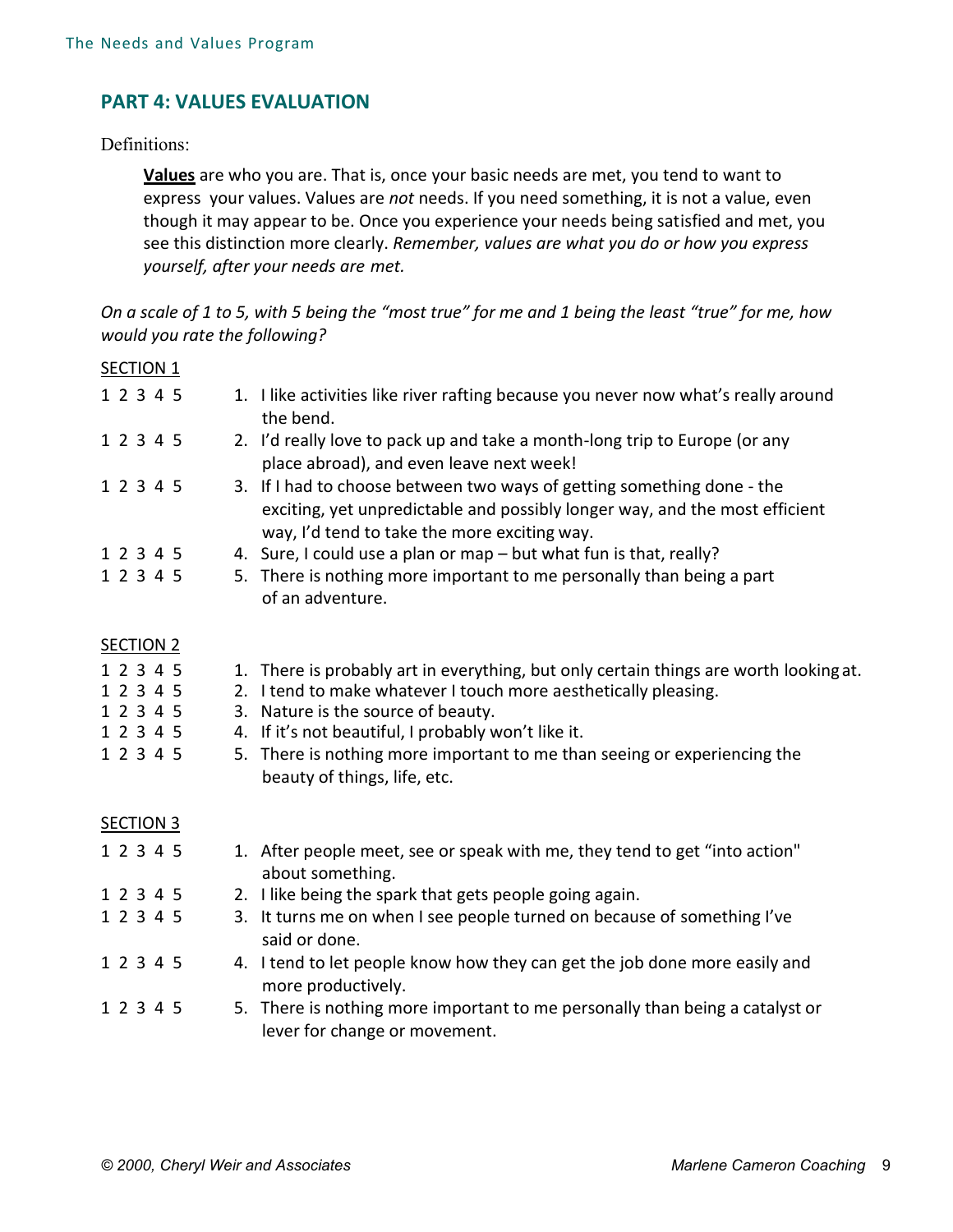## PART 4: VALUES EVALUATION

Definitions:

> **Values** are who you are. That is, once your basic needs are met, you tend to want to express your values. Values are *not* needs. If you need something, it is not a value, even though it may appear to be. Once you experience your needs being satisfied and met, you see this distinction more clearly. *Remember, values are what you do or how you express yourself, after your needs are met.*

*On a scale of 1 to 5, with 5 being the "most true" for me and 1 being the least "true" for me, how would you rate the following?*

SECTION 1

| Rating | Statement |
|---|---|
| 1 2 3 4 5 | 1. I like activities like river rafting because you never now what's really around the bend. |
| 1 2 3 4 5 | 2. I'd really love to pack up and take a month-long trip to Europe (or any place abroad), and even leave next week! |
| 1 2 3 4 5 | 3. If I had to choose between two ways of getting something done - the exciting, yet unpredictable and possibly longer way, and the most efficient way, I'd tend to take the more exciting way. |
| 1 2 3 4 5 | 4. Sure, I could use a plan or map – but what fun is that, really? |
| 1 2 3 4 5 | 5. There is nothing more important to me personally than being a part of an adventure. |

SECTION 2

| Rating | Statement |
|---|---|
| 1 2 3 4 5 | 1. There is probably art in everything, but only certain things are worth looking at. |
| 1 2 3 4 5 | 2. I tend to make whatever I touch more aesthetically pleasing. |
| 1 2 3 4 5 | 3. Nature is the source of beauty. |
| 1 2 3 4 5 | 4. If it's not beautiful, I probably won't like it. |
| 1 2 3 4 5 | 5. There is nothing more important to me than seeing or experiencing the beauty of things, life, etc. |

SECTION 3

| Rating | Statement |
|---|---|
| 1 2 3 4 5 | 1. After people meet, see or speak with me, they tend to get "into action" about something. |
| 1 2 3 4 5 | 2. I like being the spark that gets people going again. |
| 1 2 3 4 5 | 3. It turns me on when I see people turned on because of something I've said or done. |
| 1 2 3 4 5 | 4. I tend to let people know how they can get the job done more easily and more productively. |
| 1 2 3 4 5 | 5. There is nothing more important to me personally than being a catalyst or lever for change or movement. |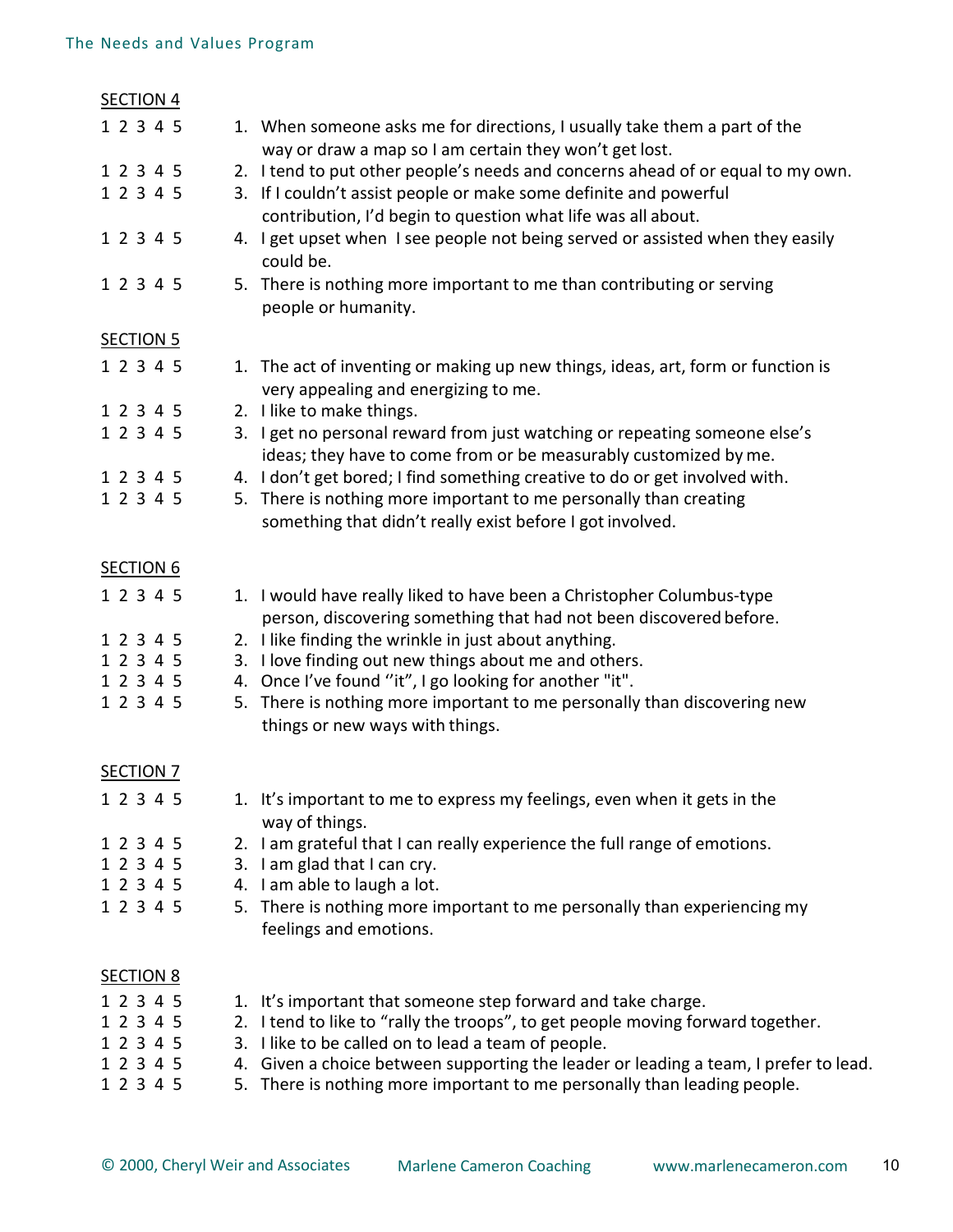SECTION 4

1 2 3 4 5  1. When someone asks me for directions, I usually take them a part of the way or draw a map so I am certain they won't get lost.
1 2 3 4 5  2. I tend to put other people's needs and concerns ahead of or equal to my own.
1 2 3 4 5  3. If I couldn't assist people or make some definite and powerful contribution, I'd begin to question what life was all about.
1 2 3 4 5  4. I get upset when I see people not being served or assisted when they easily could be.
1 2 3 4 5  5. There is nothing more important to me than contributing or serving people or humanity.

SECTION 5

1 2 3 4 5  1. The act of inventing or making up new things, ideas, art, form or function is very appealing and energizing to me.
1 2 3 4 5  2. I like to make things.
1 2 3 4 5  3. I get no personal reward from just watching or repeating someone else's ideas; they have to come from or be measurably customized by me.
1 2 3 4 5  4. I don't get bored; I find something creative to do or get involved with.
1 2 3 4 5  5. There is nothing more important to me personally than creating something that didn't really exist before I got involved.

SECTION 6

1 2 3 4 5  1. I would have really liked to have been a Christopher Columbus-type person, discovering something that had not been discovered before.
1 2 3 4 5  2. I like finding the wrinkle in just about anything.
1 2 3 4 5  3. I love finding out new things about me and others.
1 2 3 4 5  4. Once I've found ''it", I go looking for another "it".
1 2 3 4 5  5. There is nothing more important to me personally than discovering new things or new ways with things.

SECTION 7

1 2 3 4 5  1. It's important to me to express my feelings, even when it gets in the way of things.
1 2 3 4 5  2. I am grateful that I can really experience the full range of emotions.
1 2 3 4 5  3. I am glad that I can cry.
1 2 3 4 5  4. I am able to laugh a lot.
1 2 3 4 5  5. There is nothing more important to me personally than experiencing my feelings and emotions.

SECTION 8

1 2 3 4 5  1. It's important that someone step forward and take charge.
1 2 3 4 5  2. I tend to like to "rally the troops", to get people moving forward together.
1 2 3 4 5  3. I like to be called on to lead a team of people.
1 2 3 4 5  4. Given a choice between supporting the leader or leading a team, I prefer to lead.
1 2 3 4 5  5. There is nothing more important to me personally than leading people.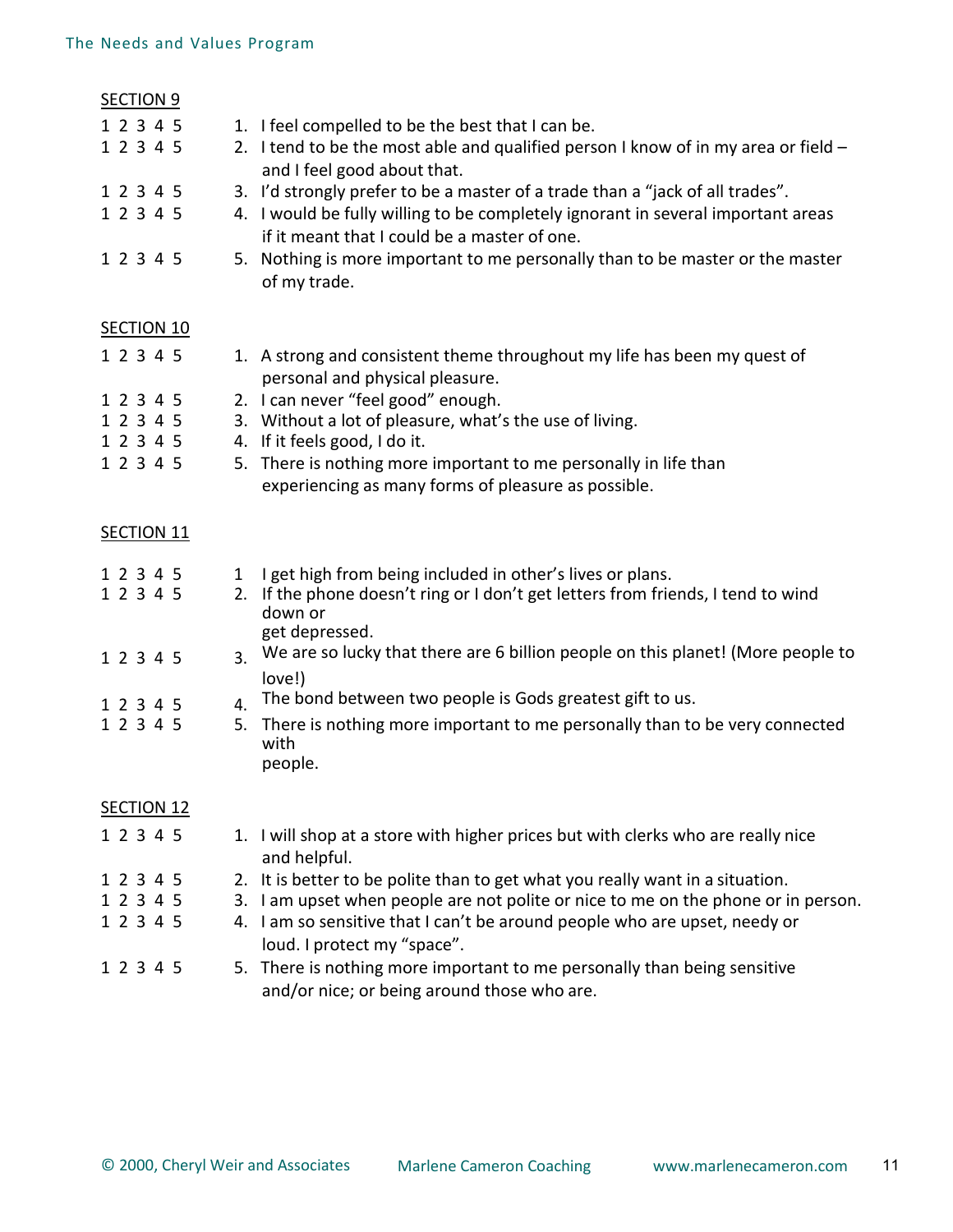SECTION 9

1 2 3 4 5 1. I feel compelled to be the best that I can be.
1 2 3 4 5 2. I tend to be the most able and qualified person I know of in my area or field – and I feel good about that.
1 2 3 4 5 3. I'd strongly prefer to be a master of a trade than a "jack of all trades".
1 2 3 4 5 4. I would be fully willing to be completely ignorant in several important areas if it meant that I could be a master of one.
1 2 3 4 5 5. Nothing is more important to me personally than to be master or the master of my trade.

SECTION 10

1 2 3 4 5 1. A strong and consistent theme throughout my life has been my quest of personal and physical pleasure.
1 2 3 4 5 2. I can never "feel good" enough.
1 2 3 4 5 3. Without a lot of pleasure, what's the use of living.
1 2 3 4 5 4. If it feels good, I do it.
1 2 3 4 5 5. There is nothing more important to me personally in life than experiencing as many forms of pleasure as possible.

SECTION 11

1 2 3 4 5 1 I get high from being included in other's lives or plans.
1 2 3 4 5 2. If the phone doesn't ring or I don't get letters from friends, I tend to wind down or get depressed.
1 2 3 4 5 3. We are so lucky that there are 6 billion people on this planet! (More people to love!)
1 2 3 4 5 4. The bond between two people is Gods greatest gift to us.
1 2 3 4 5 5. There is nothing more important to me personally than to be very connected with people.

SECTION 12

1 2 3 4 5 1. I will shop at a store with higher prices but with clerks who are really nice and helpful.
1 2 3 4 5 2. It is better to be polite than to get what you really want in a situation.
1 2 3 4 5 3. I am upset when people are not polite or nice to me on the phone or in person.
1 2 3 4 5 4. I am so sensitive that I can't be around people who are upset, needy or loud. I protect my "space".
1 2 3 4 5 5. There is nothing more important to me personally than being sensitive and/or nice; or being around those who are.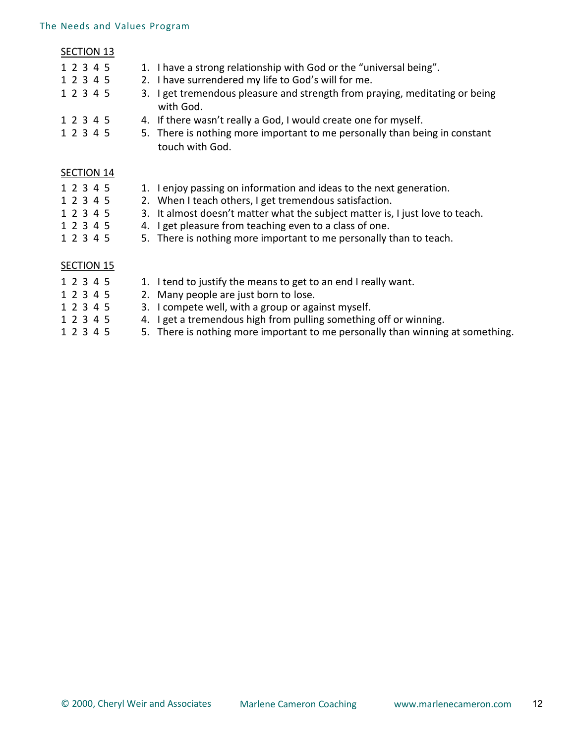<u>SECTION 13</u>

1 2 3 4 5 &nbsp;&nbsp; 1. I have a strong relationship with God or the “universal being”.
1 2 3 4 5 &nbsp;&nbsp; 2. I have surrendered my life to God’s will for me.
1 2 3 4 5 &nbsp;&nbsp; 3. I get tremendous pleasure and strength from praying, meditating or being with God.
1 2 3 4 5 &nbsp;&nbsp; 4. If there wasn’t really a God, I would create one for myself.
1 2 3 4 5 &nbsp;&nbsp; 5. There is nothing more important to me personally than being in constant touch with God.

<u>SECTION 14</u>

1 2 3 4 5 &nbsp;&nbsp; 1. I enjoy passing on information and ideas to the next generation.
1 2 3 4 5 &nbsp;&nbsp; 2. When I teach others, I get tremendous satisfaction.
1 2 3 4 5 &nbsp;&nbsp; 3. It almost doesn’t matter what the subject matter is, I just love to teach.
1 2 3 4 5 &nbsp;&nbsp; 4. I get pleasure from teaching even to a class of one.
1 2 3 4 5 &nbsp;&nbsp; 5. There is nothing more important to me personally than to teach.

<u>SECTION 15</u>

1 2 3 4 5 &nbsp;&nbsp; 1. I tend to justify the means to get to an end I really want.
1 2 3 4 5 &nbsp;&nbsp; 2. Many people are just born to lose.
1 2 3 4 5 &nbsp;&nbsp; 3. I compete well, with a group or against myself.
1 2 3 4 5 &nbsp;&nbsp; 4. I get a tremendous high from pulling something off or winning.
1 2 3 4 5 &nbsp;&nbsp; 5. There is nothing more important to me personally than winning at something.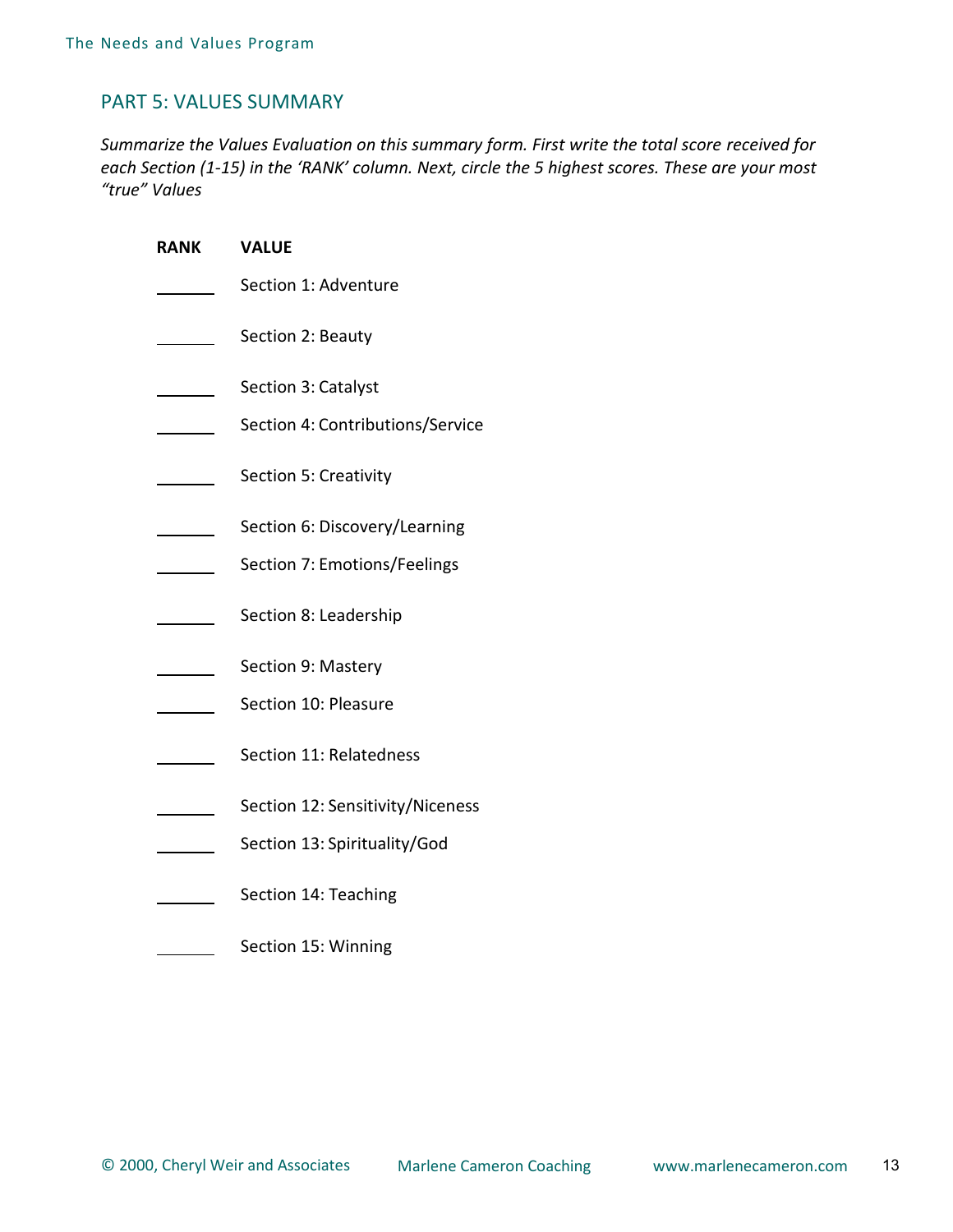## PART 5: VALUES SUMMARY

*Summarize the Values Evaluation on this summary form. First write the total score received for each Section (1-15) in the 'RANK' column. Next, circle the 5 highest scores. These are your most "true" Values*

| RANK | VALUE |
|---|---|
| ______ | Section 1: Adventure |
| ______ | Section 2: Beauty |
| ______ | Section 3: Catalyst |
| ______ | Section 4: Contributions/Service |
| ______ | Section 5: Creativity |
| ______ | Section 6: Discovery/Learning |
| ______ | Section 7: Emotions/Feelings |
| ______ | Section 8: Leadership |
| ______ | Section 9: Mastery |
| ______ | Section 10: Pleasure |
| ______ | Section 11: Relatedness |
| ______ | Section 12: Sensitivity/Niceness |
| ______ | Section 13: Spirituality/God |
| ______ | Section 14: Teaching |
| ______ | Section 15: Winning |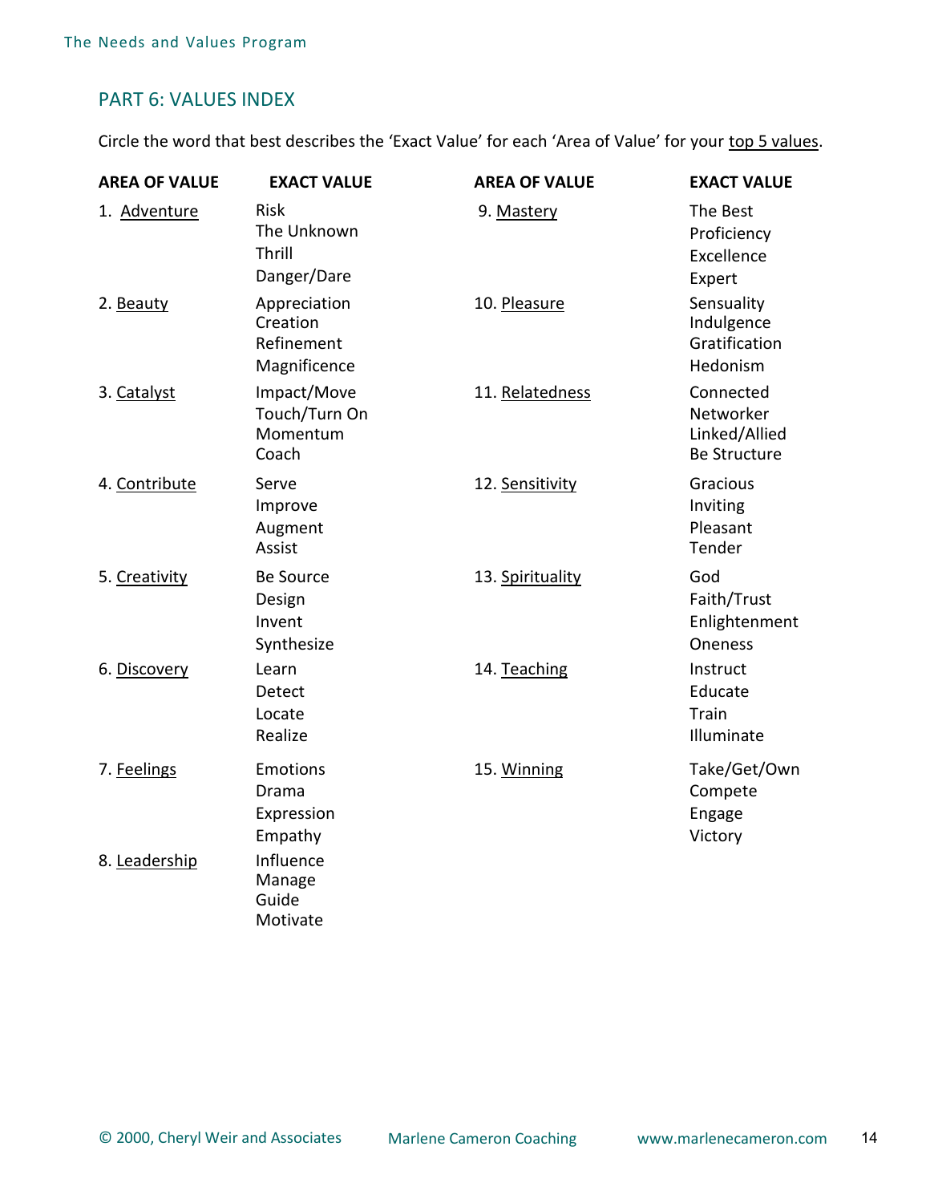## PART 6: VALUES INDEX

Circle the word that best describes the 'Exact Value' for each 'Area of Value' for your top 5 values.

| AREA OF VALUE | EXACT VALUE | AREA OF VALUE | EXACT VALUE |
|---|---|---|---|
| 1. Adventure | Risk<br>The Unknown<br>Thrill<br>Danger/Dare | 9. Mastery | The Best<br>Proficiency<br>Excellence<br>Expert |
| 2. Beauty | Appreciation<br>Creation<br>Refinement<br>Magnificence | 10. Pleasure | Sensuality<br>Indulgence<br>Gratification<br>Hedonism |
| 3. Catalyst | Impact/Move<br>Touch/Turn On<br>Momentum<br>Coach | 11. Relatedness | Connected<br>Networker<br>Linked/Allied<br>Be Structure |
| 4. Contribute | Serve<br>Improve<br>Augment<br>Assist | 12. Sensitivity | Gracious<br>Inviting<br>Pleasant<br>Tender |
| 5. Creativity | Be Source<br>Design<br>Invent<br>Synthesize | 13. Spirituality | God<br>Faith/Trust<br>Enlightenment<br>Oneness |
| 6. Discovery | Learn<br>Detect<br>Locate<br>Realize | 14. Teaching | Instruct<br>Educate<br>Train<br>Illuminate |
| 7. Feelings | Emotions<br>Drama<br>Expression<br>Empathy | 15. Winning | Take/Get/Own<br>Compete<br>Engage<br>Victory |
| 8. Leadership | Influence<br>Manage<br>Guide<br>Motivate | | |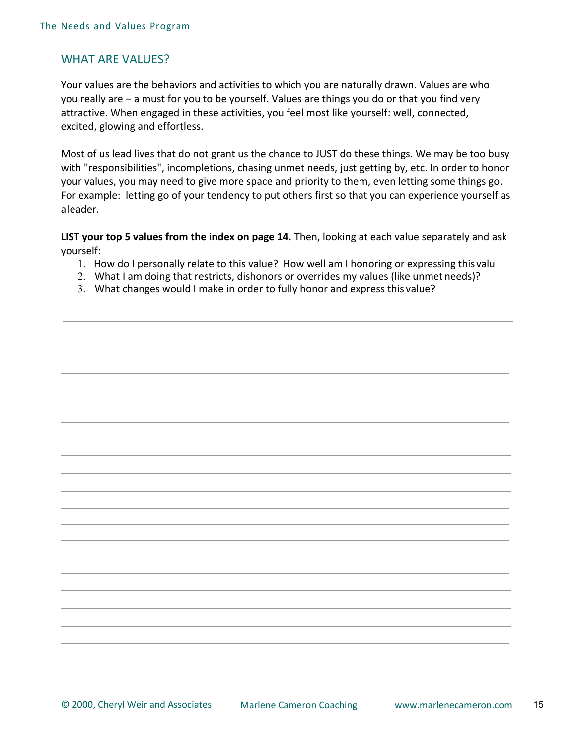## WHAT ARE VALUES?

Your values are the behaviors and activities to which you are naturally drawn. Values are who you really are – a must for you to be yourself. Values are things you do or that you find very attractive. When engaged in these activities, you feel most like yourself: well, connected, excited, glowing and effortless.

Most of us lead lives that do not grant us the chance to JUST do these things. We may be too busy with "responsibilities", incompletions, chasing unmet needs, just getting by, etc. In order to honor your values, you may need to give more space and priority to them, even letting some things go. For example: letting go of your tendency to put others first so that you can experience yourself as a leader.

**LIST your top 5 values from the index on page 14.** Then, looking at each value separately and ask yourself:

1. How do I personally relate to this value? How well am I honoring or expressing this valu
2. What I am doing that restricts, dishonors or overrides my values (like unmet needs)?
3. What changes would I make in order to fully honor and express this value?